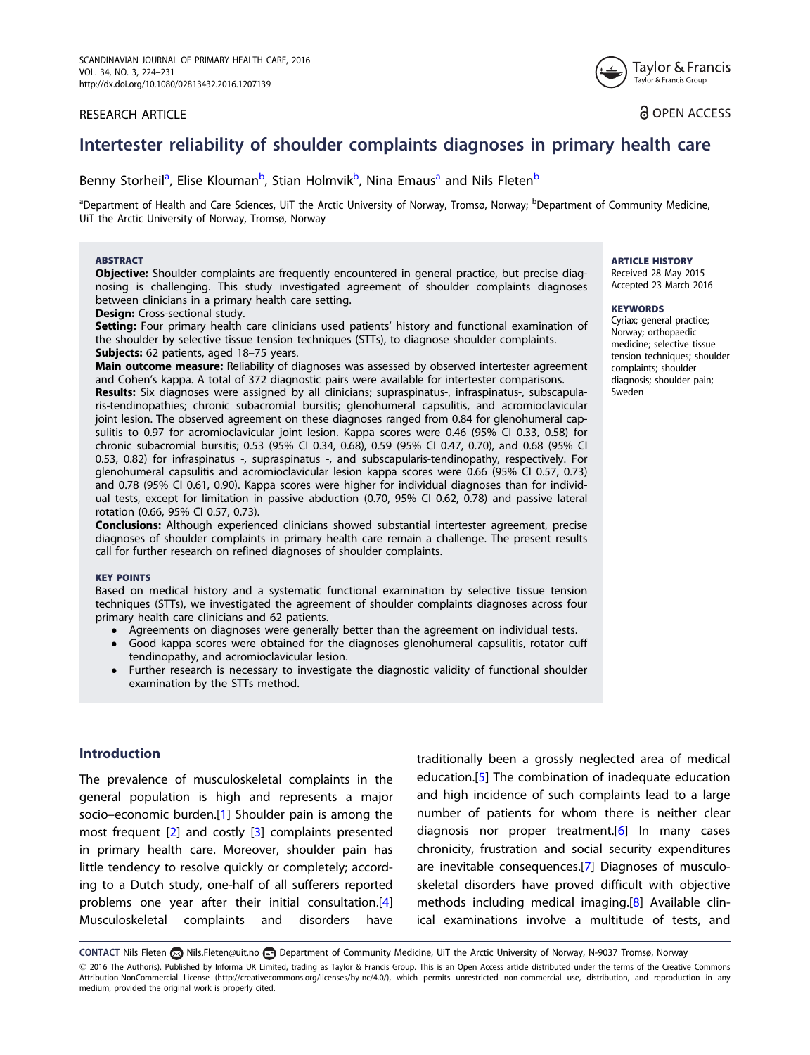RESEARCH ARTICLE

OPEN ACCESS

# Intertester reliability of shoulder complaints diagnoses in primary health care

Benny Storheil[a], Elise Klouman[b], Stian Holmvik[b], Nina Emaus[a] and Nils Fleten[b]

[a]Department of Health and Care Sciences, UiT the Arctic University of Norway, Tromsø, Norway; [b]Department of Community Medicine, UiT the Arctic University of Norway, Tromsø, Norway

### ABSTRACT

**Objective:** Shoulder complaints are frequently encountered in general practice, but precise diagnosing is challenging. This study investigated agreement of shoulder complaints diagnoses between clinicians in a primary health care setting.

**Design:** Cross-sectional study.

**Setting:** Four primary health care clinicians used patients' history and functional examination of the shoulder by selective tissue tension techniques (STTs), to diagnose shoulder complaints.

**Subjects:** 62 patients, aged 18–75 years.

**Main outcome measure:** Reliability of diagnoses was assessed by observed intertester agreement and Cohen's kappa. A total of 372 diagnostic pairs were available for intertester comparisons.

**Results:** Six diagnoses were assigned by all clinicians; supraspinatus-, infraspinatus-, subscapularis-tendinopathies; chronic subacromial bursitis; glenohumeral capsulitis, and acromioclavicular joint lesion. The observed agreement on these diagnoses ranged from 0.84 for glenohumeral capsulitis to 0.97 for acromioclavicular joint lesion. Kappa scores were 0.46 (95% CI 0.33, 0.58) for chronic subacromial bursitis; 0.53 (95% CI 0.34, 0.68), 0.59 (95% CI 0.47, 0.70), and 0.68 (95% CI 0.53, 0.82) for infraspinatus -, supraspinatus -, and subscapularis-tendinopathy, respectively. For glenohumeral capsulitis and acromioclavicular lesion kappa scores were 0.66 (95% CI 0.57, 0.73) and 0.78 (95% CI 0.61, 0.90). Kappa scores were higher for individual diagnoses than for individual tests, except for limitation in passive abduction (0.70, 95% CI 0.62, 0.78) and passive lateral rotation (0.66, 95% CI 0.57, 0.73).

**Conclusions:** Although experienced clinicians showed substantial intertester agreement, precise diagnoses of shoulder complaints in primary health care remain a challenge. The present results call for further research on refined diagnoses of shoulder complaints.

### KEY POINTS

Based on medical history and a systematic functional examination by selective tissue tension techniques (STTs), we investigated the agreement of shoulder complaints diagnoses across four primary health care clinicians and 62 patients.

- Agreements on diagnoses were generally better than the agreement on individual tests.
- Good kappa scores were obtained for the diagnoses glenohumeral capsulitis, rotator cuff tendinopathy, and acromioclavicular lesion.
- Further research is necessary to investigate the diagnostic validity of functional shoulder examination by the STTs method.

### ARTICLE HISTORY

Received 28 May 2015
Accepted 23 March 2016

### KEYWORDS

Cyriax; general practice; Norway; orthopaedic medicine; selective tissue tension techniques; shoulder complaints; shoulder diagnosis; shoulder pain; Sweden

## Introduction

The prevalence of musculoskeletal complaints in the general population is high and represents a major socio–economic burden.[1] Shoulder pain is among the most frequent [2] and costly [3] complaints presented in primary health care. Moreover, shoulder pain has little tendency to resolve quickly or completely; according to a Dutch study, one-half of all sufferers reported problems one year after their initial consultation.[4] Musculoskeletal complaints and disorders have traditionally been a grossly neglected area of medical education.[5] The combination of inadequate education and high incidence of such complaints lead to a large number of patients for whom there is neither clear diagnosis nor proper treatment.[6] In many cases chronicity, frustration and social security expenditures are inevitable consequences.[7] Diagnoses of musculoskeletal disorders have proved difficult with objective methods including medical imaging.[8] Available clinical examinations involve a multitude of tests, and

CONTACT Nils Fleten Nils.Fleten@uit.no Department of Community Medicine, UiT the Arctic University of Norway, N-9037 Tromsø, Norway

© 2016 The Author(s). Published by Informa UK Limited, trading as Taylor & Francis Group. This is an Open Access article distributed under the terms of the Creative Commons Attribution-NonCommercial License (http://creativecommons.org/licenses/by-nc/4.0/), which permits unrestricted non-commercial use, distribution, and reproduction in any medium, provided the original work is properly cited.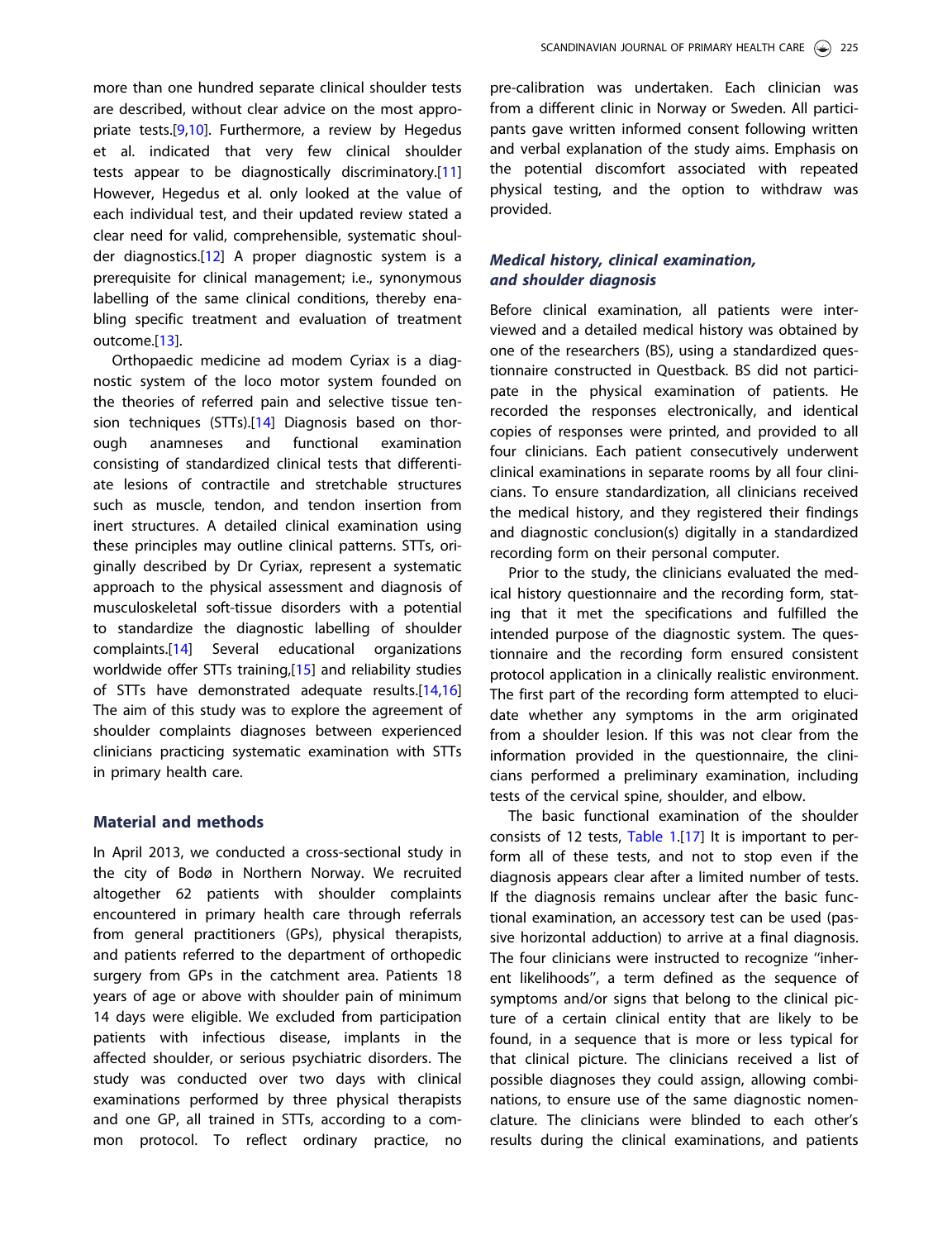more than one hundred separate clinical shoulder tests are described, without clear advice on the most appropriate tests.[9,10]. Furthermore, a review by Hegedus et al. indicated that very few clinical shoulder tests appear to be diagnostically discriminatory.[11] However, Hegedus et al. only looked at the value of each individual test, and their updated review stated a clear need for valid, comprehensible, systematic shoulder diagnostics.[12] A proper diagnostic system is a prerequisite for clinical management; i.e., synonymous labelling of the same clinical conditions, thereby enabling specific treatment and evaluation of treatment outcome.[13].

Orthopaedic medicine ad modem Cyriax is a diagnostic system of the loco motor system founded on the theories of referred pain and selective tissue tension techniques (STTs).[14] Diagnosis based on thorough anamneses and functional examination consisting of standardized clinical tests that differentiate lesions of contractile and stretchable structures such as muscle, tendon, and tendon insertion from inert structures. A detailed clinical examination using these principles may outline clinical patterns. STTs, originally described by Dr Cyriax, represent a systematic approach to the physical assessment and diagnosis of musculoskeletal soft-tissue disorders with a potential to standardize the diagnostic labelling of shoulder complaints.[14] Several educational organizations worldwide offer STTs training,[15] and reliability studies of STTs have demonstrated adequate results.[14,16] The aim of this study was to explore the agreement of shoulder complaints diagnoses between experienced clinicians practicing systematic examination with STTs in primary health care.

## Material and methods

In April 2013, we conducted a cross-sectional study in the city of Bodø in Northern Norway. We recruited altogether 62 patients with shoulder complaints encountered in primary health care through referrals from general practitioners (GPs), physical therapists, and patients referred to the department of orthopedic surgery from GPs in the catchment area. Patients 18 years of age or above with shoulder pain of minimum 14 days were eligible. We excluded from participation patients with infectious disease, implants in the affected shoulder, or serious psychiatric disorders. The study was conducted over two days with clinical examinations performed by three physical therapists and one GP, all trained in STTs, according to a common protocol. To reflect ordinary practice, no pre-calibration was undertaken. Each clinician was from a different clinic in Norway or Sweden. All participants gave written informed consent following written and verbal explanation of the study aims. Emphasis on the potential discomfort associated with repeated physical testing, and the option to withdraw was provided.

### *Medical history, clinical examination, and shoulder diagnosis*

Before clinical examination, all patients were interviewed and a detailed medical history was obtained by one of the researchers (BS), using a standardized questionnaire constructed in Questback. BS did not participate in the physical examination of patients. He recorded the responses electronically, and identical copies of responses were printed, and provided to all four clinicians. Each patient consecutively underwent clinical examinations in separate rooms by all four clinicians. To ensure standardization, all clinicians received the medical history, and they registered their findings and diagnostic conclusion(s) digitally in a standardized recording form on their personal computer.

Prior to the study, the clinicians evaluated the medical history questionnaire and the recording form, stating that it met the specifications and fulfilled the intended purpose of the diagnostic system. The questionnaire and the recording form ensured consistent protocol application in a clinically realistic environment. The first part of the recording form attempted to elucidate whether any symptoms in the arm originated from a shoulder lesion. If this was not clear from the information provided in the questionnaire, the clinicians performed a preliminary examination, including tests of the cervical spine, shoulder, and elbow.

The basic functional examination of the shoulder consists of 12 tests, Table 1.[17] It is important to perform all of these tests, and not to stop even if the diagnosis appears clear after a limited number of tests. If the diagnosis remains unclear after the basic functional examination, an accessory test can be used (passive horizontal adduction) to arrive at a final diagnosis. The four clinicians were instructed to recognize ''inherent likelihoods'', a term defined as the sequence of symptoms and/or signs that belong to the clinical picture of a certain clinical entity that are likely to be found, in a sequence that is more or less typical for that clinical picture. The clinicians received a list of possible diagnoses they could assign, allowing combinations, to ensure use of the same diagnostic nomenclature. The clinicians were blinded to each other's results during the clinical examinations, and patients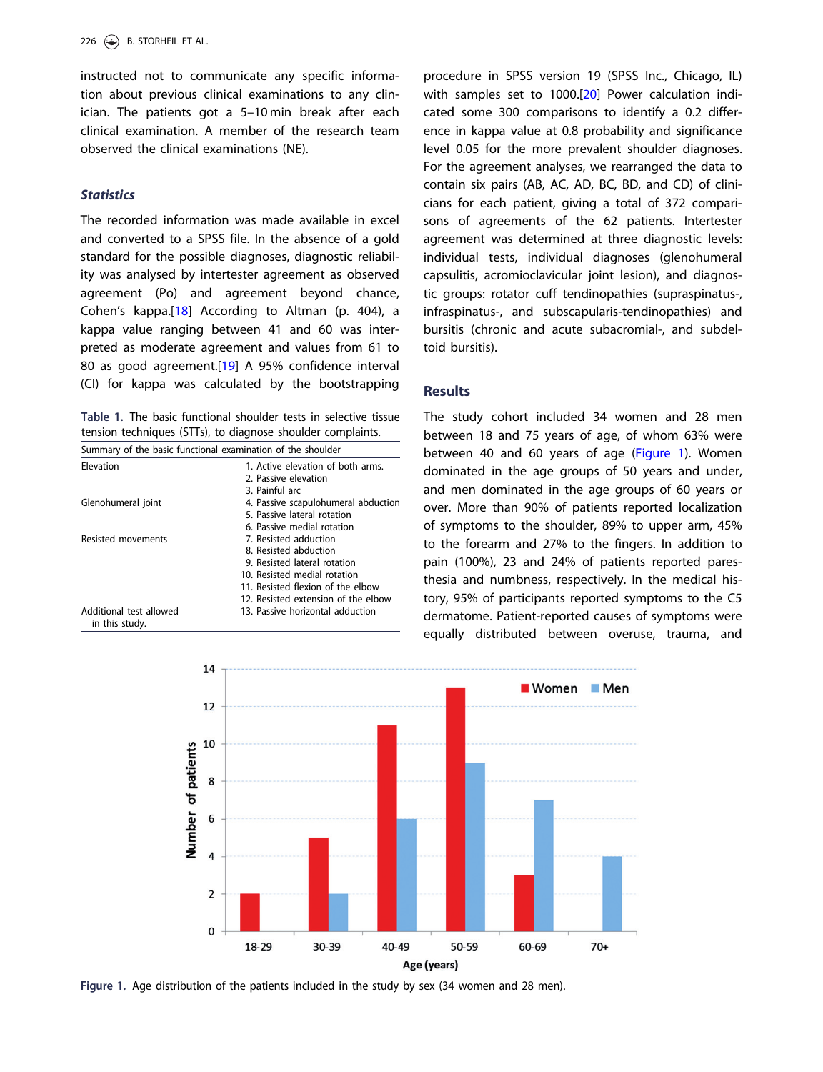instructed not to communicate any specific information about previous clinical examinations to any clinician. The patients got a 5–10 min break after each clinical examination. A member of the research team observed the clinical examinations (NE).

### *Statistics*

The recorded information was made available in excel and converted to a SPSS file. In the absence of a gold standard for the possible diagnoses, diagnostic reliability was analysed by intertester agreement as observed agreement (Po) and agreement beyond chance, Cohen's kappa.[18] According to Altman (p. 404), a kappa value ranging between 41 and 60 was interpreted as moderate agreement and values from 61 to 80 as good agreement.[19] A 95% confidence interval (CI) for kappa was calculated by the bootstrapping procedure in SPSS version 19 (SPSS Inc., Chicago, IL) with samples set to 1000.[20] Power calculation indicated some 300 comparisons to identify a 0.2 difference in kappa value at 0.8 probability and significance level 0.05 for the more prevalent shoulder diagnoses. For the agreement analyses, we rearranged the data to contain six pairs (AB, AC, AD, BC, BD, and CD) of clinicians for each patient, giving a total of 372 comparisons of agreements of the 62 patients. Intertester agreement was determined at three diagnostic levels: individual tests, individual diagnoses (glenohumeral capsulitis, acromioclavicular joint lesion), and diagnostic groups: rotator cuff tendinopathies (supraspinatus-, infraspinatus-, and subscapularis-tendinopathies) and bursitis (chronic and acute subacromial-, and subdeltoid bursitis).

Table 1. The basic functional shoulder tests in selective tissue tension techniques (STTs), to diagnose shoulder complaints.

| Summary of the basic functional examination of the shoulder | |
|---|---|
| Elevation | 1. Active elevation of both arms. |
| | 2. Passive elevation |
| | 3. Painful arc |
| Glenohumeral joint | 4. Passive scapulohumeral abduction |
| | 5. Passive lateral rotation |
| | 6. Passive medial rotation |
| Resisted movements | 7. Resisted adduction |
| | 8. Resisted abduction |
| | 9. Resisted lateral rotation |
| | 10. Resisted medial rotation |
| | 11. Resisted flexion of the elbow |
| | 12. Resisted extension of the elbow |
| Additional test allowed in this study. | 13. Passive horizontal adduction |

## Results

The study cohort included 34 women and 28 men between 18 and 75 years of age, of whom 63% were between 40 and 60 years of age (Figure 1). Women dominated in the age groups of 50 years and under, and men dominated in the age groups of 60 years or over. More than 90% of patients reported localization of symptoms to the shoulder, 89% to upper arm, 45% to the forearm and 27% to the fingers. In addition to pain (100%), 23 and 24% of patients reported paresthesia and numbness, respectively. In the medical history, 95% of participants reported symptoms to the C5 dermatome. Patient-reported causes of symptoms were equally distributed between overuse, trauma, and

Figure 1. Age distribution of the patients included in the study by sex (34 women and 28 men).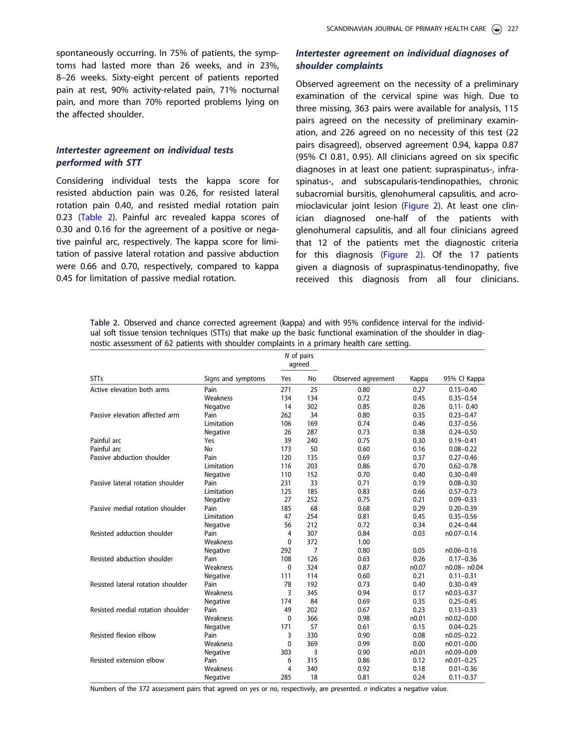spontaneously occurring. In 75% of patients, the symptoms had lasted more than 26 weeks, and in 23%, 8–26 weeks. Sixty-eight percent of patients reported pain at rest, 90% activity-related pain, 71% nocturnal pain, and more than 70% reported problems lying on the affected shoulder.

### *Intertester agreement on individual tests performed with STT*

Considering individual tests the kappa score for resisted abduction pain was 0.26, for resisted lateral rotation pain 0.40, and resisted medial rotation pain 0.23 (Table 2). Painful arc revealed kappa scores of 0.30 and 0.16 for the agreement of a positive or negative painful arc, respectively. The kappa score for limitation of passive lateral rotation and passive abduction were 0.66 and 0.70, respectively, compared to kappa 0.45 for limitation of passive medial rotation.

### *Intertester agreement on individual diagnoses of shoulder complaints*

Observed agreement on the necessity of a preliminary examination of the cervical spine was high. Due to three missing, 363 pairs were available for analysis, 115 pairs agreed on the necessity of preliminary examination, and 226 agreed on no necessity of this test (22 pairs disagreed), observed agreement 0.94, kappa 0.87 (95% CI 0.81, 0.95). All clinicians agreed on six specific diagnoses in at least one patient: supraspinatus-, infraspinatus-, and subscapularis-tendinopathies, chronic subacromial bursitis, glenohumeral capsulitis, and acromioclavicular joint lesion (Figure 2). At least one clinician diagnosed one-half of the patients with glenohumeral capsulitis, and all four clinicians agreed that 12 of the patients met the diagnostic criteria for this diagnosis (Figure 2). Of the 17 patients given a diagnosis of supraspinatus-tendinopathy, five received this diagnosis from all four clinicians.

**Table 2.** Observed and chance corrected agreement (kappa) and with 95% confidence interval for the individual soft tissue tension techniques (STTs) that make up the basic functional examination of the shoulder in diagnostic assessment of 62 patients with shoulder complaints in a primary health care setting.

| | | *N* of pairs agreed | | | | |
|---|---|---|---|---|---|---|
| STTs | Signs and symptoms | Yes | No | Observed agreement | Kappa | 95% CI Kappa |
| Active elevation both arms | Pain | 271 | 25 | 0.80 | 0.27 | 0.15–0.40 |
| | Weakness | 134 | 134 | 0.72 | 0.45 | 0.35–0.54 |
| | Negative | 14 | 302 | 0.85 | 0.26 | 0.11- 0.40 |
| Passive elevation affected arm | Pain | 262 | 34 | 0.80 | 0.35 | 0.23–0.47 |
| | Limitation | 106 | 169 | 0.74 | 0.46 | 0.37–0.56 |
| | Negative | 26 | 287 | 0.73 | 0.38 | 0.24–0.50 |
| Painful arc | Yes | 39 | 240 | 0.75 | 0.30 | 0.19–0.41 |
| Painful arc | No | 173 | 50 | 0.60 | 0.16 | 0.08–0.22 |
| Passive abduction shoulder | Pain | 120 | 135 | 0.69 | 0.37 | 0.27–0.46 |
| | Limitation | 116 | 203 | 0.86 | 0.70 | 0.62–0.78 |
| | Negative | 110 | 152 | 0.70 | 0.40 | 0.30–0.49 |
| Passive lateral rotation shoulder | Pain | 231 | 33 | 0.71 | 0.19 | 0.08–0.30 |
| | Limitation | 125 | 185 | 0.83 | 0.66 | 0.57–0.73 |
| | Negative | 27 | 252 | 0.75 | 0.21 | 0.09–0.33 |
| Passive medial rotation shoulder | Pain | 185 | 68 | 0.68 | 0.29 | 0.20–0.39 |
| | Limitation | 47 | 254 | 0.81 | 0.45 | 0.35–0.56 |
| | Negative | 56 | 212 | 0.72 | 0.34 | 0.24–0.44 |
| Resisted adduction shoulder | Pain | 4 | 307 | 0.84 | 0.03 | n0.07–0.14 |
| | Weakness | 0 | 372 | 1.00 | | |
| | Negative | 292 | 7 | 0.80 | 0.05 | n0.06–0.16 |
| Resisted abduction shoulder | Pain | 108 | 126 | 0.63 | 0.26 | 0.17–0.36 |
| | Weakness | 0 | 324 | 0.87 | n0.07 | n0.08– n0.04 |
| | Negative | 111 | 114 | 0.60 | 0.21 | 0.11–0.31 |
| Resisted lateral rotation shoulder | Pain | 78 | 192 | 0.73 | 0.40 | 0.30–0.49 |
| | Weakness | 3 | 345 | 0.94 | 0.17 | n0.03–0.37 |
| | Negative | 174 | 84 | 0.69 | 0.35 | 0.25–0.45 |
| Resisted medial rotation shoulder | Pain | 49 | 202 | 0.67 | 0.23 | 0.13–0.33 |
| | Weakness | 0 | 366 | 0.98 | n0.01 | n0.02–0.00 |
| | Negative | 171 | 57 | 0.61 | 0.15 | 0.04–0.25 |
| Resisted flexion elbow | Pain | 3 | 330 | 0.90 | 0.08 | n0.05–0.22 |
| | Weakness | 0 | 369 | 0.99 | 0.00 | n0.01–0.00 |
| | Negative | 303 | 3 | 0.90 | n0.01 | n0.09–0.09 |
| Resisted extension elbow | Pain | 6 | 315 | 0.86 | 0.12 | n0.01–0.25 |
| | Weakness | 4 | 340 | 0.92 | 0.18 | 0.01–0.36 |
| | Negative | 285 | 18 | 0.81 | 0.24 | 0.11–0.37 |

Numbers of the 372 assessment pairs that agreed on yes or no, respectively, are presented. *n* indicates a negative value.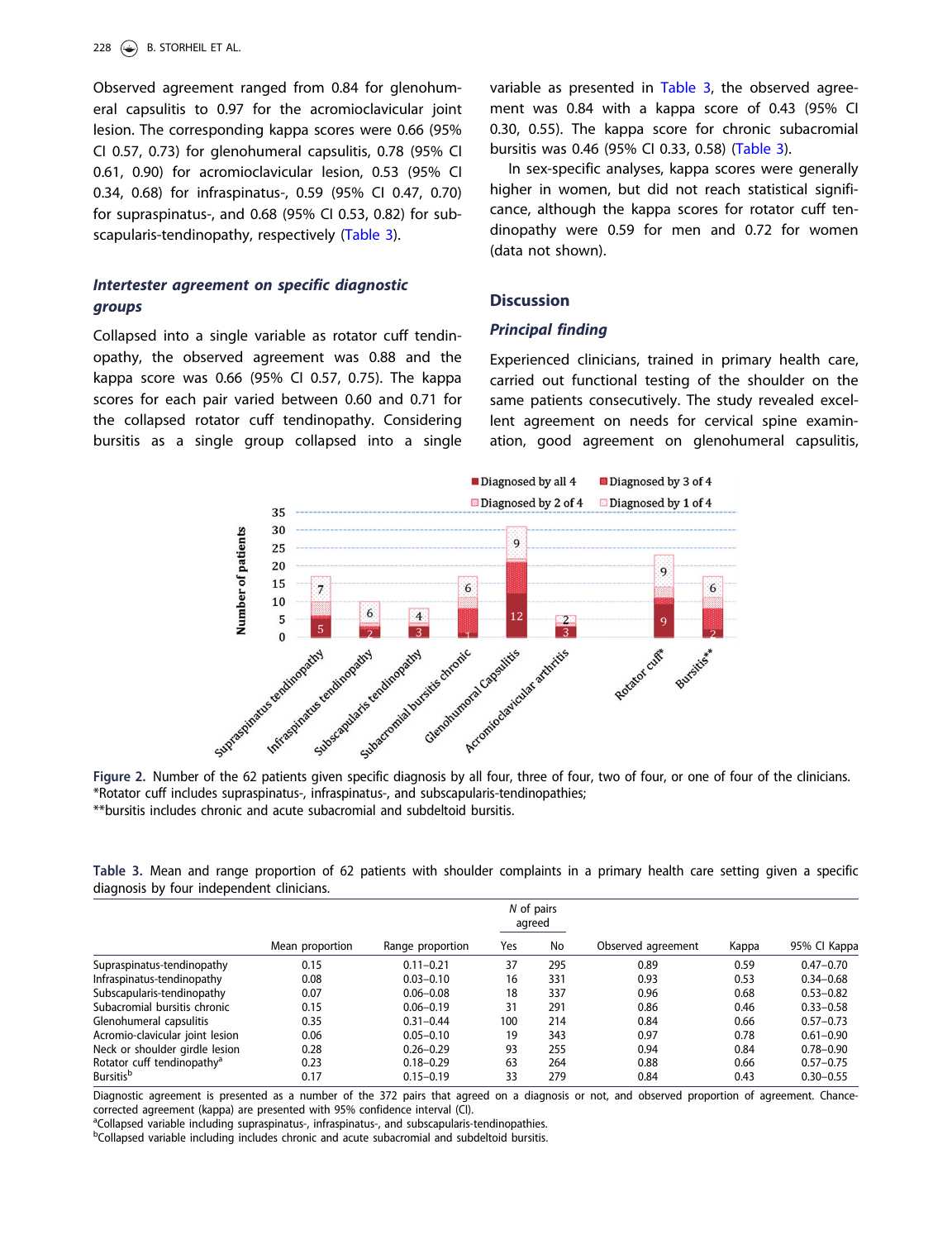Observed agreement ranged from 0.84 for glenohumeral capsulitis to 0.97 for the acromioclavicular joint lesion. The corresponding kappa scores were 0.66 (95% CI 0.57, 0.73) for glenohumeral capsulitis, 0.78 (95% CI 0.61, 0.90) for acromioclavicular lesion, 0.53 (95% CI 0.34, 0.68) for infraspinatus-, 0.59 (95% CI 0.47, 0.70) for supraspinatus-, and 0.68 (95% CI 0.53, 0.82) for subscapularis-tendinopathy, respectively (Table 3).

### *Intertester agreement on specific diagnostic groups*

Collapsed into a single variable as rotator cuff tendinopathy, the observed agreement was 0.88 and the kappa score was 0.66 (95% CI 0.57, 0.75). The kappa scores for each pair varied between 0.60 and 0.71 for the collapsed rotator cuff tendinopathy. Considering bursitis as a single group collapsed into a single variable as presented in Table 3, the observed agreement was 0.84 with a kappa score of 0.43 (95% CI 0.30, 0.55). The kappa score for chronic subacromial bursitis was 0.46 (95% CI 0.33, 0.58) (Table 3).

In sex-specific analyses, kappa scores were generally higher in women, but did not reach statistical significance, although the kappa scores for rotator cuff tendinopathy were 0.59 for men and 0.72 for women (data not shown).

## Discussion

### *Principal finding*

Experienced clinicians, trained in primary health care, carried out functional testing of the shoulder on the same patients consecutively. The study revealed excellent agreement on needs for cervical spine examination, good agreement on glenohumeral capsulitis,

**Figure 2.** Number of the 62 patients given specific diagnosis by all four, three of four, two of four, or one of four of the clinicians.
*Rotator cuff includes supraspinatus-, infraspinatus-, and subscapularis-tendinopathies;
**bursitis includes chronic and acute subacromial and subdeltoid bursitis.

**Table 3.** Mean and range proportion of 62 patients with shoulder complaints in a primary health care setting given a specific diagnosis by four independent clinicians.

| | Mean proportion | Range proportion | *N* of pairs agreed | | Observed agreement | Kappa | 95% CI Kappa |
|---|---|---|---|---|---|---|---|
| | | | Yes | No | | | |
| Supraspinatus-tendinopathy | 0.15 | 0.11–0.21 | 37 | 295 | 0.89 | 0.59 | 0.47–0.70 |
| Infraspinatus-tendinopathy | 0.08 | 0.03–0.10 | 16 | 331 | 0.93 | 0.53 | 0.34–0.68 |
| Subscapularis-tendinopathy | 0.07 | 0.06–0.08 | 18 | 337 | 0.96 | 0.68 | 0.53–0.82 |
| Subacromial bursitis chronic | 0.15 | 0.06–0.19 | 31 | 291 | 0.86 | 0.46 | 0.33–0.58 |
| Glenohumeral capsulitis | 0.35 | 0.31–0.44 | 100 | 214 | 0.84 | 0.66 | 0.57–0.73 |
| Acromio-clavicular joint lesion | 0.06 | 0.05–0.10 | 19 | 343 | 0.97 | 0.78 | 0.61–0.90 |
| Neck or shoulder girdle lesion | 0.28 | 0.26–0.29 | 93 | 255 | 0.94 | 0.84 | 0.78–0.90 |
| Rotator cuff tendinopathy[a] | 0.23 | 0.18–0.29 | 63 | 264 | 0.88 | 0.66 | 0.57–0.75 |
| Bursitis[b] | 0.17 | 0.15–0.19 | 33 | 279 | 0.84 | 0.43 | 0.30–0.55 |

Diagnostic agreement is presented as a number of the 372 pairs that agreed on a diagnosis or not, and observed proportion of agreement. Chance-corrected agreement (kappa) are presented with 95% confidence interval (CI).
[a]Collapsed variable including supraspinatus-, infraspinatus-, and subscapularis-tendinopathies.
[b]Collapsed variable including includes chronic and acute subacromial and subdeltoid bursitis.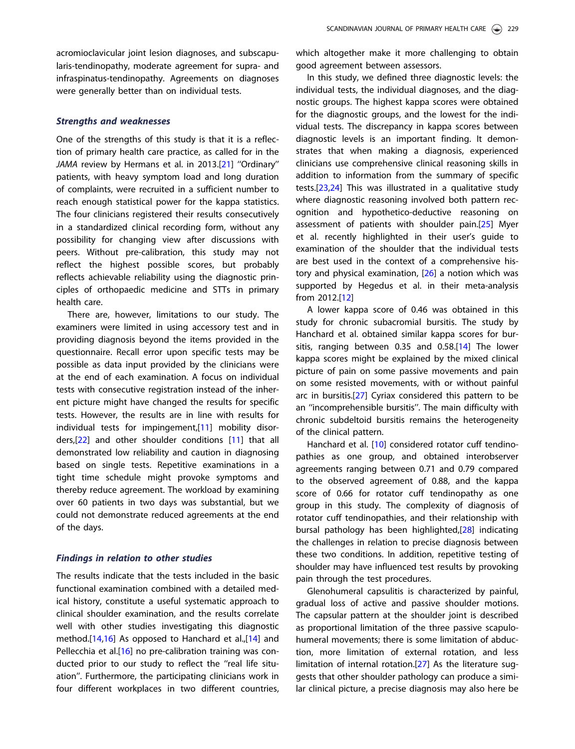acromioclavicular joint lesion diagnoses, and subscapularis-tendinopathy, moderate agreement for supra- and infraspinatus-tendinopathy. Agreements on diagnoses were generally better than on individual tests.

### *Strengths and weaknesses*

One of the strengths of this study is that it is a reflection of primary health care practice, as called for in the *JAMA* review by Hermans et al. in 2013.[21] "Ordinary" patients, with heavy symptom load and long duration of complaints, were recruited in a sufficient number to reach enough statistical power for the kappa statistics. The four clinicians registered their results consecutively in a standardized clinical recording form, without any possibility for changing view after discussions with peers. Without pre-calibration, this study may not reflect the highest possible scores, but probably reflects achievable reliability using the diagnostic principles of orthopaedic medicine and STTs in primary health care.

There are, however, limitations to our study. The examiners were limited in using accessory test and in providing diagnosis beyond the items provided in the questionnaire. Recall error upon specific tests may be possible as data input provided by the clinicians were at the end of each examination. A focus on individual tests with consecutive registration instead of the inherent picture might have changed the results for specific tests. However, the results are in line with results for individual tests for impingement,[11] mobility disorders,[22] and other shoulder conditions [11] that all demonstrated low reliability and caution in diagnosing based on single tests. Repetitive examinations in a tight time schedule might provoke symptoms and thereby reduce agreement. The workload by examining over 60 patients in two days was substantial, but we could not demonstrate reduced agreements at the end of the days.

### *Findings in relation to other studies*

The results indicate that the tests included in the basic functional examination combined with a detailed medical history, constitute a useful systematic approach to clinical shoulder examination, and the results correlate well with other studies investigating this diagnostic method.[14,16] As opposed to Hanchard et al.,[14] and Pellecchia et al.[16] no pre-calibration training was conducted prior to our study to reflect the "real life situation". Furthermore, the participating clinicians work in four different workplaces in two different countries, which altogether make it more challenging to obtain good agreement between assessors.

In this study, we defined three diagnostic levels: the individual tests, the individual diagnoses, and the diagnostic groups. The highest kappa scores were obtained for the diagnostic groups, and the lowest for the individual tests. The discrepancy in kappa scores between diagnostic levels is an important finding. It demonstrates that when making a diagnosis, experienced clinicians use comprehensive clinical reasoning skills in addition to information from the summary of specific tests.[23,24] This was illustrated in a qualitative study where diagnostic reasoning involved both pattern recognition and hypothetico-deductive reasoning on assessment of patients with shoulder pain.[25] Myer et al. recently highlighted in their user's guide to examination of the shoulder that the individual tests are best used in the context of a comprehensive history and physical examination, [26] a notion which was supported by Hegedus et al. in their meta-analysis from 2012.[12]

A lower kappa score of 0.46 was obtained in this study for chronic subacromial bursitis. The study by Hanchard et al. obtained similar kappa scores for bursitis, ranging between 0.35 and 0.58.[14] The lower kappa scores might be explained by the mixed clinical picture of pain on some passive movements and pain on some resisted movements, with or without painful arc in bursitis.[27] Cyriax considered this pattern to be an "incomprehensible bursitis". The main difficulty with chronic subdeltoid bursitis remains the heterogeneity of the clinical pattern.

Hanchard et al. [10] considered rotator cuff tendinopathies as one group, and obtained interobserver agreements ranging between 0.71 and 0.79 compared to the observed agreement of 0.88, and the kappa score of 0.66 for rotator cuff tendinopathy as one group in this study. The complexity of diagnosis of rotator cuff tendinopathies, and their relationship with bursal pathology has been highlighted,[28] indicating the challenges in relation to precise diagnosis between these two conditions. In addition, repetitive testing of shoulder may have influenced test results by provoking pain through the test procedures.

Glenohumeral capsulitis is characterized by painful, gradual loss of active and passive shoulder motions. The capsular pattern at the shoulder joint is described as proportional limitation of the three passive scapulohumeral movements; there is some limitation of abduction, more limitation of external rotation, and less limitation of internal rotation.[27] As the literature suggests that other shoulder pathology can produce a similar clinical picture, a precise diagnosis may also here be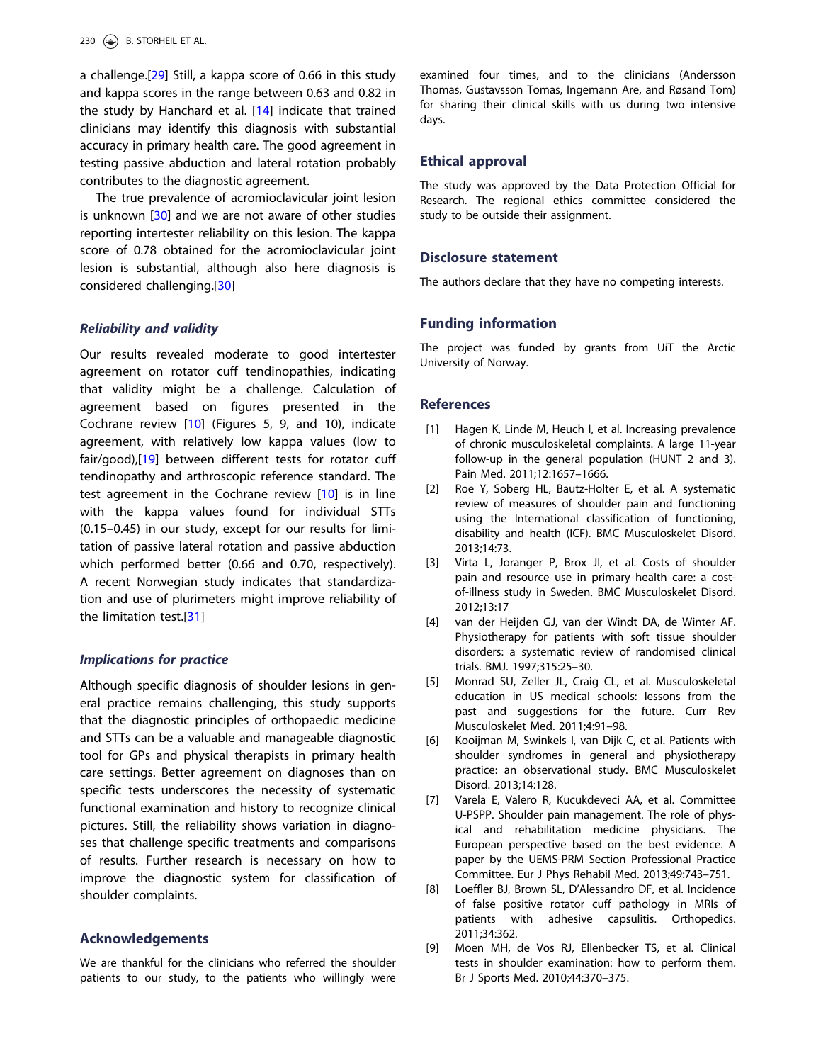a challenge.[29] Still, a kappa score of 0.66 in this study and kappa scores in the range between 0.63 and 0.82 in the study by Hanchard et al. [14] indicate that trained clinicians may identify this diagnosis with substantial accuracy in primary health care. The good agreement in testing passive abduction and lateral rotation probably contributes to the diagnostic agreement.

The true prevalence of acromioclavicular joint lesion is unknown [30] and we are not aware of other studies reporting intertester reliability on this lesion. The kappa score of 0.78 obtained for the acromioclavicular joint lesion is substantial, although also here diagnosis is considered challenging.[30]

### *Reliability and validity*

Our results revealed moderate to good intertester agreement on rotator cuff tendinopathies, indicating that validity might be a challenge. Calculation of agreement based on figures presented in the Cochrane review [10] (Figures 5, 9, and 10), indicate agreement, with relatively low kappa values (low to fair/good),[19] between different tests for rotator cuff tendinopathy and arthroscopic reference standard. The test agreement in the Cochrane review [10] is in line with the kappa values found for individual STTs (0.15–0.45) in our study, except for our results for limitation of passive lateral rotation and passive abduction which performed better (0.66 and 0.70, respectively). A recent Norwegian study indicates that standardization and use of plurimeters might improve reliability of the limitation test.[31]

### *Implications for practice*

Although specific diagnosis of shoulder lesions in general practice remains challenging, this study supports that the diagnostic principles of orthopaedic medicine and STTs can be a valuable and manageable diagnostic tool for GPs and physical therapists in primary health care settings. Better agreement on diagnoses than on specific tests underscores the necessity of systematic functional examination and history to recognize clinical pictures. Still, the reliability shows variation in diagnoses that challenge specific treatments and comparisons of results. Further research is necessary on how to improve the diagnostic system for classification of shoulder complaints.

## Acknowledgements

We are thankful for the clinicians who referred the shoulder patients to our study, to the patients who willingly were examined four times, and to the clinicians (Andersson Thomas, Gustavsson Tomas, Ingemann Are, and Røsand Tom) for sharing their clinical skills with us during two intensive days.

## Ethical approval

The study was approved by the Data Protection Official for Research. The regional ethics committee considered the study to be outside their assignment.

## Disclosure statement

The authors declare that they have no competing interests.

## Funding information

The project was funded by grants from UiT the Arctic University of Norway.

## References

[1] Hagen K, Linde M, Heuch I, et al. Increasing prevalence of chronic musculoskeletal complaints. A large 11-year follow-up in the general population (HUNT 2 and 3). Pain Med. 2011;12:1657–1666.

[2] Roe Y, Soberg HL, Bautz-Holter E, et al. A systematic review of measures of shoulder pain and functioning using the International classification of functioning, disability and health (ICF). BMC Musculoskelet Disord. 2013;14:73.

[3] Virta L, Joranger P, Brox JI, et al. Costs of shoulder pain and resource use in primary health care: a cost-of-illness study in Sweden. BMC Musculoskelet Disord. 2012;13:17

[4] van der Heijden GJ, van der Windt DA, de Winter AF. Physiotherapy for patients with soft tissue shoulder disorders: a systematic review of randomised clinical trials. BMJ. 1997;315:25–30.

[5] Monrad SU, Zeller JL, Craig CL, et al. Musculoskeletal education in US medical schools: lessons from the past and suggestions for the future. Curr Rev Musculoskelet Med. 2011;4:91–98.

[6] Kooijman M, Swinkels I, van Dijk C, et al. Patients with shoulder syndromes in general and physiotherapy practice: an observational study. BMC Musculoskelet Disord. 2013;14:128.

[7] Varela E, Valero R, Kucukdeveci AA, et al. Committee U-PSPP. Shoulder pain management. The role of physical and rehabilitation medicine physicians. The European perspective based on the best evidence. A paper by the UEMS-PRM Section Professional Practice Committee. Eur J Phys Rehabil Med. 2013;49:743–751.

[8] Loeffler BJ, Brown SL, D'Alessandro DF, et al. Incidence of false positive rotator cuff pathology in MRIs of patients with adhesive capsulitis. Orthopedics. 2011;34:362.

[9] Moen MH, de Vos RJ, Ellenbecker TS, et al. Clinical tests in shoulder examination: how to perform them. Br J Sports Med. 2010;44:370–375.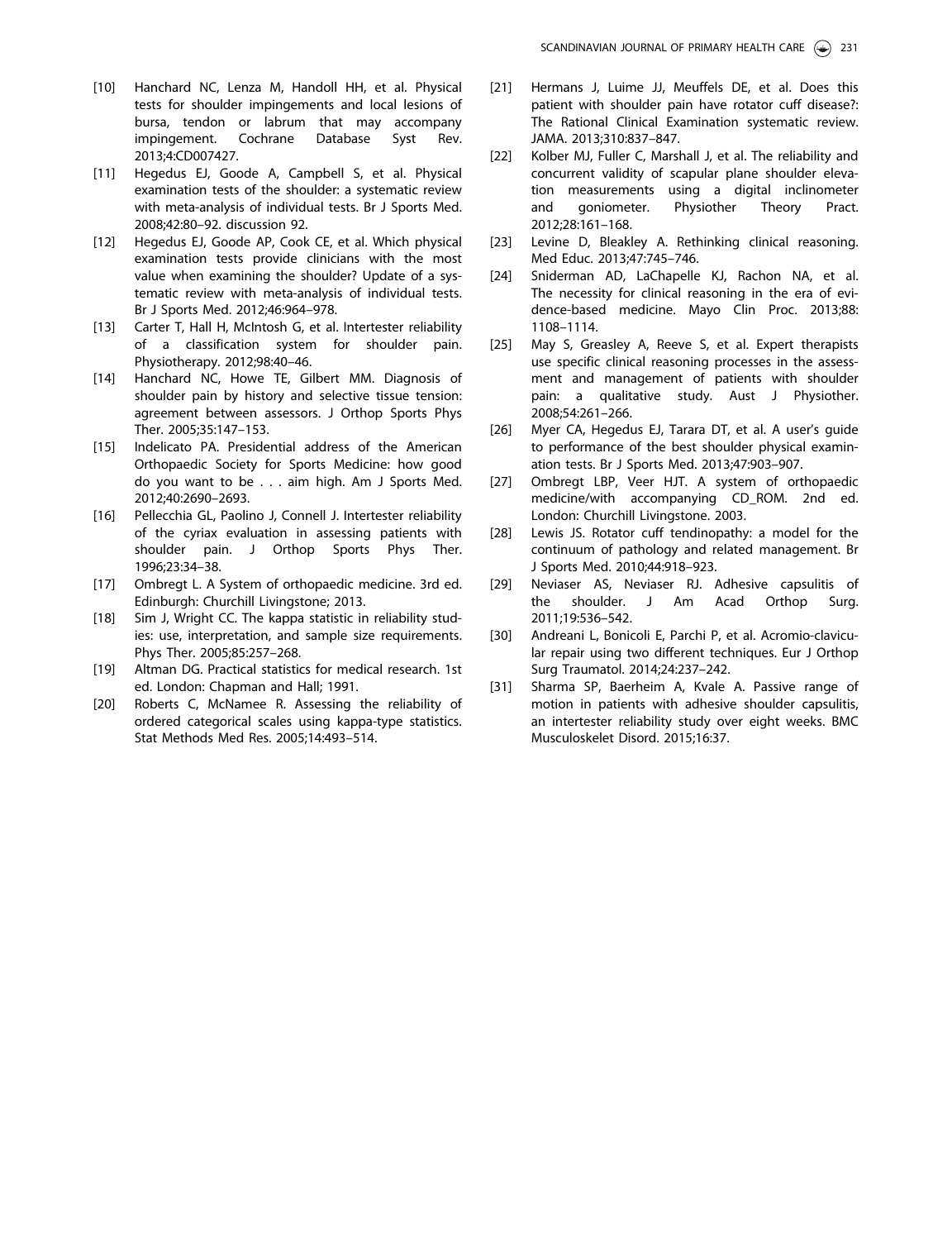[10] Hanchard NC, Lenza M, Handoll HH, et al. Physical tests for shoulder impingements and local lesions of bursa, tendon or labrum that may accompany impingement. Cochrane Database Syst Rev. 2013;4:CD007427.

[11] Hegedus EJ, Goode A, Campbell S, et al. Physical examination tests of the shoulder: a systematic review with meta-analysis of individual tests. Br J Sports Med. 2008;42:80–92. discussion 92.

[12] Hegedus EJ, Goode AP, Cook CE, et al. Which physical examination tests provide clinicians with the most value when examining the shoulder? Update of a systematic review with meta-analysis of individual tests. Br J Sports Med. 2012;46:964–978.

[13] Carter T, Hall H, McIntosh G, et al. Intertester reliability of a classification system for shoulder pain. Physiotherapy. 2012;98:40–46.

[14] Hanchard NC, Howe TE, Gilbert MM. Diagnosis of shoulder pain by history and selective tissue tension: agreement between assessors. J Orthop Sports Phys Ther. 2005;35:147–153.

[15] Indelicato PA. Presidential address of the American Orthopaedic Society for Sports Medicine: how good do you want to be . . . aim high. Am J Sports Med. 2012;40:2690–2693.

[16] Pellecchia GL, Paolino J, Connell J. Intertester reliability of the cyriax evaluation in assessing patients with shoulder pain. J Orthop Sports Phys Ther. 1996;23:34–38.

[17] Ombregt L. A System of orthopaedic medicine. 3rd ed. Edinburgh: Churchill Livingstone; 2013.

[18] Sim J, Wright CC. The kappa statistic in reliability studies: use, interpretation, and sample size requirements. Phys Ther. 2005;85:257–268.

[19] Altman DG. Practical statistics for medical research. 1st ed. London: Chapman and Hall; 1991.

[20] Roberts C, McNamee R. Assessing the reliability of ordered categorical scales using kappa-type statistics. Stat Methods Med Res. 2005;14:493–514.

[21] Hermans J, Luime JJ, Meuffels DE, et al. Does this patient with shoulder pain have rotator cuff disease?: The Rational Clinical Examination systematic review. JAMA. 2013;310:837–847.

[22] Kolber MJ, Fuller C, Marshall J, et al. The reliability and concurrent validity of scapular plane shoulder elevation measurements using a digital inclinometer and goniometer. Physiother Theory Pract. 2012;28:161–168.

[23] Levine D, Bleakley A. Rethinking clinical reasoning. Med Educ. 2013;47:745–746.

[24] Sniderman AD, LaChapelle KJ, Rachon NA, et al. The necessity for clinical reasoning in the era of evidence-based medicine. Mayo Clin Proc. 2013;88: 1108–1114.

[25] May S, Greasley A, Reeve S, et al. Expert therapists use specific clinical reasoning processes in the assessment and management of patients with shoulder pain: a qualitative study. Aust J Physiother. 2008;54:261–266.

[26] Myer CA, Hegedus EJ, Tarara DT, et al. A user's guide to performance of the best shoulder physical examination tests. Br J Sports Med. 2013;47:903–907.

[27] Ombregt LBP, Veer HJT. A system of orthopaedic medicine/with accompanying CD_ROM. 2nd ed. London: Churchill Livingstone. 2003.

[28] Lewis JS. Rotator cuff tendinopathy: a model for the continuum of pathology and related management. Br J Sports Med. 2010;44:918–923.

[29] Neviaser AS, Neviaser RJ. Adhesive capsulitis of the shoulder. J Am Acad Orthop Surg. 2011;19:536–542.

[30] Andreani L, Bonicoli E, Parchi P, et al. Acromio-clavicular repair using two different techniques. Eur J Orthop Surg Traumatol. 2014;24:237–242.

[31] Sharma SP, Baerheim A, Kvale A. Passive range of motion in patients with adhesive shoulder capsulitis, an intertester reliability study over eight weeks. BMC Musculoskelet Disord. 2015;16:37.